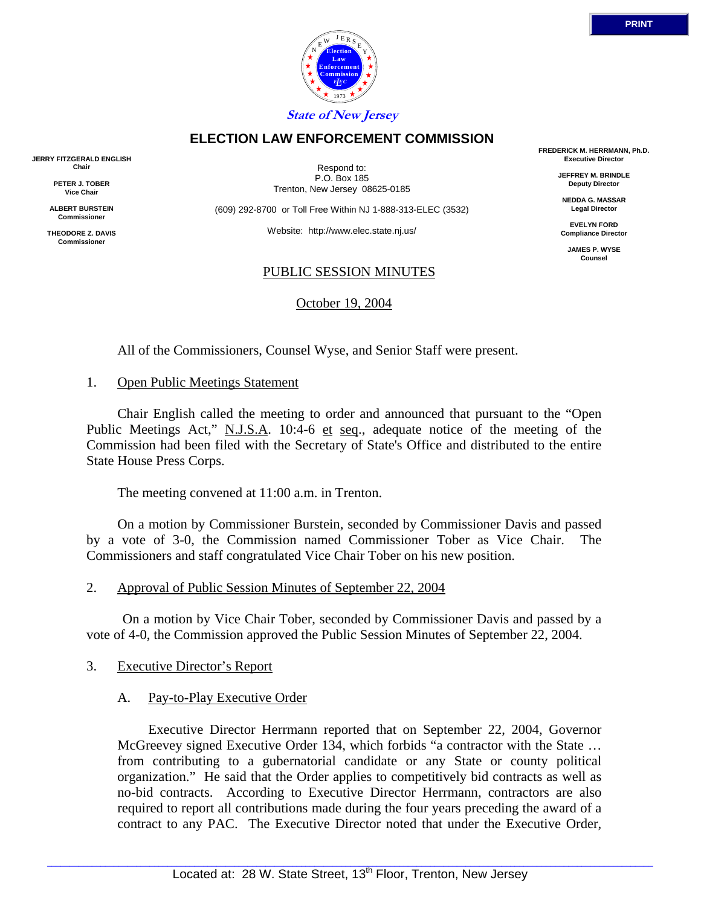**State of New Jersey**

# ELECTION LAW ENFORCEMENT COMMISSION

**JERRY FITZGERALD ENGLISH**
**Chair**

**PETER J. TOBER**
**Vice Chair**

**ALBERT BURSTEIN**
**Commissioner**

**THEODORE Z. DAVIS**
**Commissioner**

Respond to:
P.O. Box 185
Trenton, New Jersey 08625-0185

(609) 292-8700 or Toll Free Within NJ 1-888-313-ELEC (3532)

Website: http://www.elec.state.nj.us/

**FREDERICK M. HERRMANN, Ph.D.**
**Executive Director**

**JEFFREY M. BRINDLE**
**Deputy Director**

**NEDDA G. MASSAR**
**Legal Director**

**EVELYN FORD**
**Compliance Director**

**JAMES P. WYSE**
**Counsel**

## PUBLIC SESSION MINUTES

October 19, 2004

All of the Commissioners, Counsel Wyse, and Senior Staff were present.

1. Open Public Meetings Statement

Chair English called the meeting to order and announced that pursuant to the "Open Public Meetings Act," N.J.S.A. 10:4-6 et seq., adequate notice of the meeting of the Commission had been filed with the Secretary of State's Office and distributed to the entire State House Press Corps.

The meeting convened at 11:00 a.m. in Trenton.

On a motion by Commissioner Burstein, seconded by Commissioner Davis and passed by a vote of 3-0, the Commission named Commissioner Tober as Vice Chair. The Commissioners and staff congratulated Vice Chair Tober on his new position.

2. Approval of Public Session Minutes of September 22, 2004

On a motion by Vice Chair Tober, seconded by Commissioner Davis and passed by a vote of 4-0, the Commission approved the Public Session Minutes of September 22, 2004.

3. Executive Director's Report

A. Pay-to-Play Executive Order

Executive Director Herrmann reported that on September 22, 2004, Governor McGreevey signed Executive Order 134, which forbids "a contractor with the State … from contributing to a gubernatorial candidate or any State or county political organization." He said that the Order applies to competitively bid contracts as well as no-bid contracts. According to Executive Director Herrmann, contractors are also required to report all contributions made during the four years preceding the award of a contract to any PAC. The Executive Director noted that under the Executive Order,

Located at: 28 W. State Street, 13th Floor, Trenton, New Jersey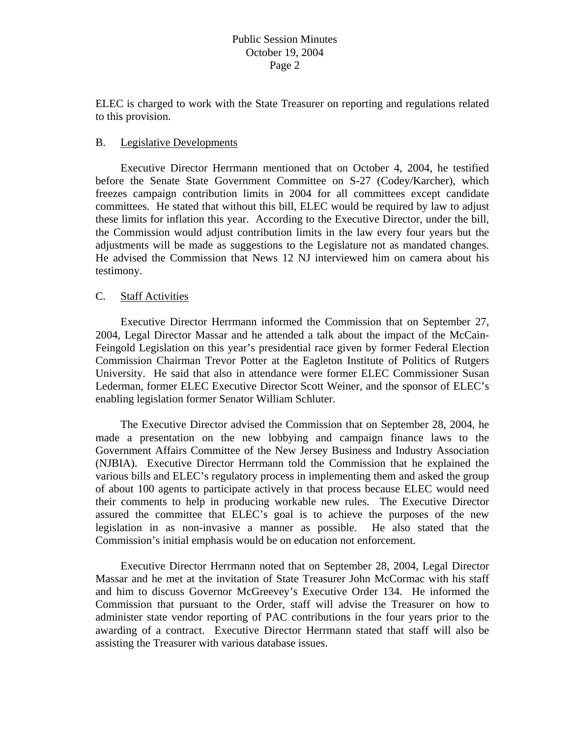ELEC is charged to work with the State Treasurer on reporting and regulations related to this provision.

B. Legislative Developments

Executive Director Herrmann mentioned that on October 4, 2004, he testified before the Senate State Government Committee on S-27 (Codey/Karcher), which freezes campaign contribution limits in 2004 for all committees except candidate committees. He stated that without this bill, ELEC would be required by law to adjust these limits for inflation this year. According to the Executive Director, under the bill, the Commission would adjust contribution limits in the law every four years but the adjustments will be made as suggestions to the Legislature not as mandated changes. He advised the Commission that News 12 NJ interviewed him on camera about his testimony.

C. Staff Activities

Executive Director Herrmann informed the Commission that on September 27, 2004, Legal Director Massar and he attended a talk about the impact of the McCain-Feingold Legislation on this year's presidential race given by former Federal Election Commission Chairman Trevor Potter at the Eagleton Institute of Politics of Rutgers University. He said that also in attendance were former ELEC Commissioner Susan Lederman, former ELEC Executive Director Scott Weiner, and the sponsor of ELEC's enabling legislation former Senator William Schluter.

The Executive Director advised the Commission that on September 28, 2004, he made a presentation on the new lobbying and campaign finance laws to the Government Affairs Committee of the New Jersey Business and Industry Association (NJBIA). Executive Director Herrmann told the Commission that he explained the various bills and ELEC's regulatory process in implementing them and asked the group of about 100 agents to participate actively in that process because ELEC would need their comments to help in producing workable new rules. The Executive Director assured the committee that ELEC's goal is to achieve the purposes of the new legislation in as non-invasive a manner as possible. He also stated that the Commission's initial emphasis would be on education not enforcement.

Executive Director Herrmann noted that on September 28, 2004, Legal Director Massar and he met at the invitation of State Treasurer John McCormac with his staff and him to discuss Governor McGreevey's Executive Order 134. He informed the Commission that pursuant to the Order, staff will advise the Treasurer on how to administer state vendor reporting of PAC contributions in the four years prior to the awarding of a contract. Executive Director Herrmann stated that staff will also be assisting the Treasurer with various database issues.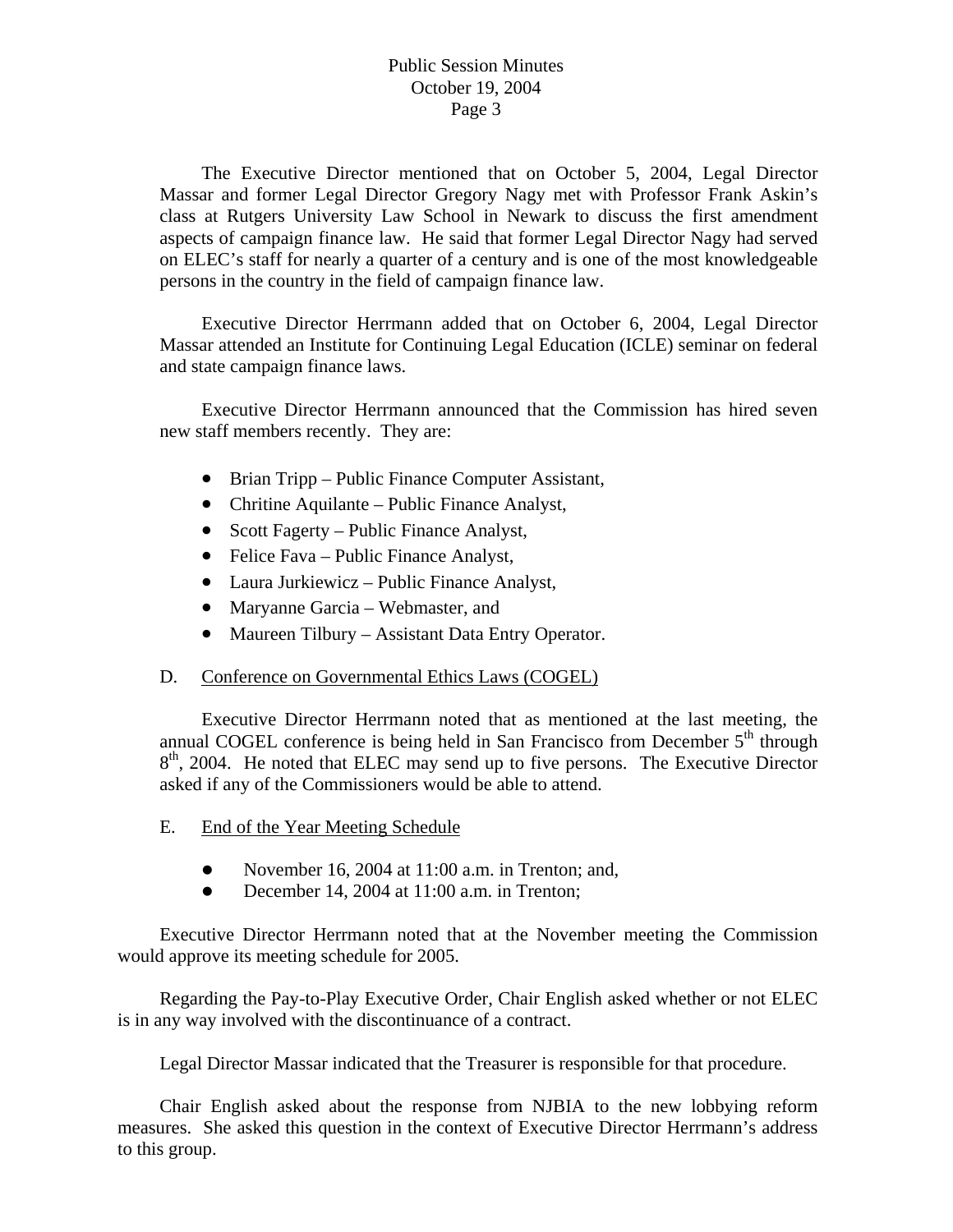The Executive Director mentioned that on October 5, 2004, Legal Director Massar and former Legal Director Gregory Nagy met with Professor Frank Askin's class at Rutgers University Law School in Newark to discuss the first amendment aspects of campaign finance law. He said that former Legal Director Nagy had served on ELEC's staff for nearly a quarter of a century and is one of the most knowledgeable persons in the country in the field of campaign finance law.

Executive Director Herrmann added that on October 6, 2004, Legal Director Massar attended an Institute for Continuing Legal Education (ICLE) seminar on federal and state campaign finance laws.

Executive Director Herrmann announced that the Commission has hired seven new staff members recently. They are:

- Brian Tripp – Public Finance Computer Assistant,
- Chritine Aquilante – Public Finance Analyst,
- Scott Fagerty – Public Finance Analyst,
- Felice Fava – Public Finance Analyst,
- Laura Jurkiewicz – Public Finance Analyst,
- Maryanne Garcia – Webmaster, and
- Maureen Tilbury – Assistant Data Entry Operator.

D. Conference on Governmental Ethics Laws (COGEL)

Executive Director Herrmann noted that as mentioned at the last meeting, the annual COGEL conference is being held in San Francisco from December 5th through 8th, 2004. He noted that ELEC may send up to five persons. The Executive Director asked if any of the Commissioners would be able to attend.

E. End of the Year Meeting Schedule

- November 16, 2004 at 11:00 a.m. in Trenton; and,
- December 14, 2004 at 11:00 a.m. in Trenton;

Executive Director Herrmann noted that at the November meeting the Commission would approve its meeting schedule for 2005.

Regarding the Pay-to-Play Executive Order, Chair English asked whether or not ELEC is in any way involved with the discontinuance of a contract.

Legal Director Massar indicated that the Treasurer is responsible for that procedure.

Chair English asked about the response from NJBIA to the new lobbying reform measures. She asked this question in the context of Executive Director Herrmann's address to this group.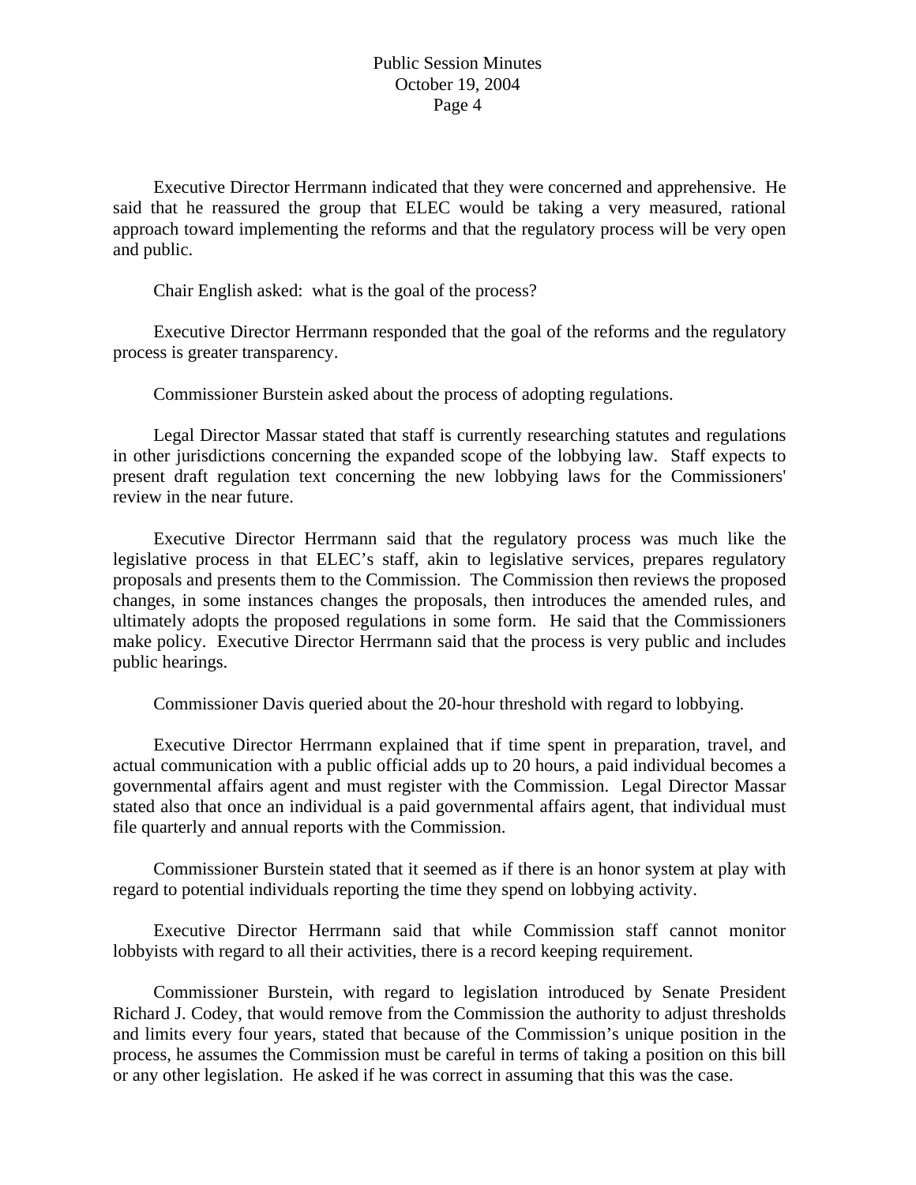Executive Director Herrmann indicated that they were concerned and apprehensive. He said that he reassured the group that ELEC would be taking a very measured, rational approach toward implementing the reforms and that the regulatory process will be very open and public.

Chair English asked: what is the goal of the process?

Executive Director Herrmann responded that the goal of the reforms and the regulatory process is greater transparency.

Commissioner Burstein asked about the process of adopting regulations.

Legal Director Massar stated that staff is currently researching statutes and regulations in other jurisdictions concerning the expanded scope of the lobbying law. Staff expects to present draft regulation text concerning the new lobbying laws for the Commissioners' review in the near future.

Executive Director Herrmann said that the regulatory process was much like the legislative process in that ELEC's staff, akin to legislative services, prepares regulatory proposals and presents them to the Commission. The Commission then reviews the proposed changes, in some instances changes the proposals, then introduces the amended rules, and ultimately adopts the proposed regulations in some form. He said that the Commissioners make policy. Executive Director Herrmann said that the process is very public and includes public hearings.

Commissioner Davis queried about the 20-hour threshold with regard to lobbying.

Executive Director Herrmann explained that if time spent in preparation, travel, and actual communication with a public official adds up to 20 hours, a paid individual becomes a governmental affairs agent and must register with the Commission. Legal Director Massar stated also that once an individual is a paid governmental affairs agent, that individual must file quarterly and annual reports with the Commission.

Commissioner Burstein stated that it seemed as if there is an honor system at play with regard to potential individuals reporting the time they spend on lobbying activity.

Executive Director Herrmann said that while Commission staff cannot monitor lobbyists with regard to all their activities, there is a record keeping requirement.

Commissioner Burstein, with regard to legislation introduced by Senate President Richard J. Codey, that would remove from the Commission the authority to adjust thresholds and limits every four years, stated that because of the Commission's unique position in the process, he assumes the Commission must be careful in terms of taking a position on this bill or any other legislation. He asked if he was correct in assuming that this was the case.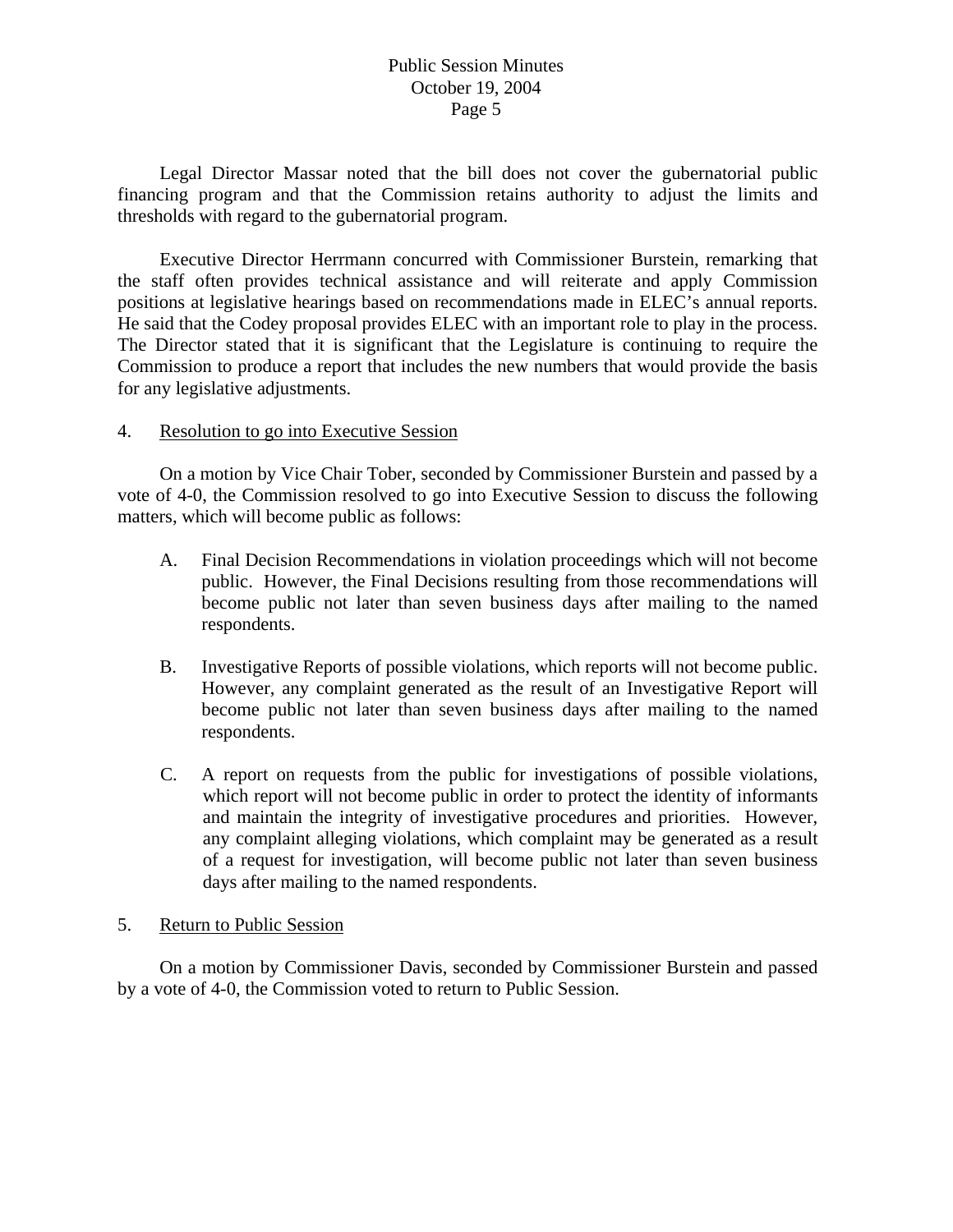Legal Director Massar noted that the bill does not cover the gubernatorial public financing program and that the Commission retains authority to adjust the limits and thresholds with regard to the gubernatorial program.

Executive Director Herrmann concurred with Commissioner Burstein, remarking that the staff often provides technical assistance and will reiterate and apply Commission positions at legislative hearings based on recommendations made in ELEC's annual reports. He said that the Codey proposal provides ELEC with an important role to play in the process. The Director stated that it is significant that the Legislature is continuing to require the Commission to produce a report that includes the new numbers that would provide the basis for any legislative adjustments.

4. Resolution to go into Executive Session

On a motion by Vice Chair Tober, seconded by Commissioner Burstein and passed by a vote of 4-0, the Commission resolved to go into Executive Session to discuss the following matters, which will become public as follows:

A. Final Decision Recommendations in violation proceedings which will not become public. However, the Final Decisions resulting from those recommendations will become public not later than seven business days after mailing to the named respondents.

B. Investigative Reports of possible violations, which reports will not become public. However, any complaint generated as the result of an Investigative Report will become public not later than seven business days after mailing to the named respondents.

C. A report on requests from the public for investigations of possible violations, which report will not become public in order to protect the identity of informants and maintain the integrity of investigative procedures and priorities. However, any complaint alleging violations, which complaint may be generated as a result of a request for investigation, will become public not later than seven business days after mailing to the named respondents.

5. Return to Public Session

On a motion by Commissioner Davis, seconded by Commissioner Burstein and passed by a vote of 4-0, the Commission voted to return to Public Session.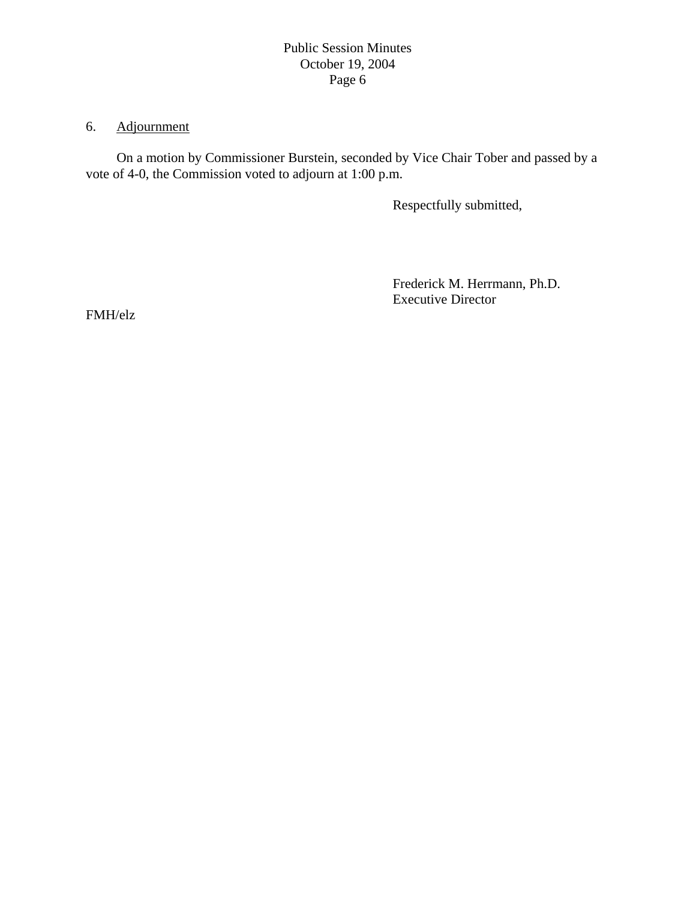6. Adjournment

On a motion by Commissioner Burstein, seconded by Vice Chair Tober and passed by a vote of 4-0, the Commission voted to adjourn at 1:00 p.m.

Respectfully submitted,

Frederick M. Herrmann, Ph.D.
Executive Director

FMH/elz